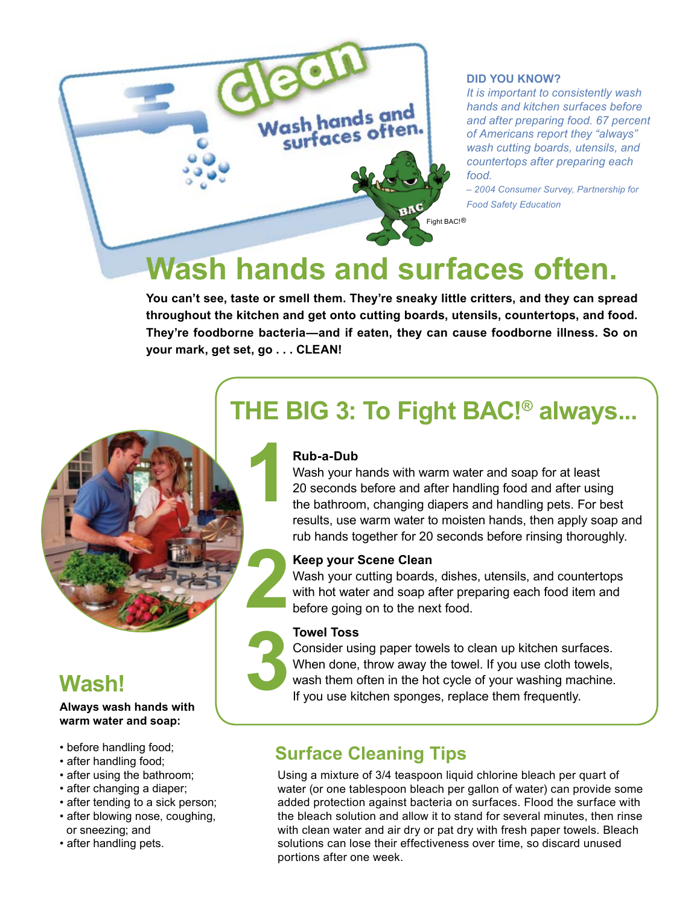clean

Wash hands and surfaces often.

Fight BAC!®

**DID YOU KNOW?**

*It is important to consistently wash hands and kitchen surfaces before and after preparing food. 67 percent of Americans report they "always" wash cutting boards, utensils, and countertops after preparing each food.*

*– 2004 Consumer Survey, Partnership for Food Safety Education*

# Wash hands and surfaces often.

**You can't see, taste or smell them. They're sneaky little critters, and they can spread throughout the kitchen and get onto cutting boards, utensils, countertops, and food. They're foodborne bacteria—and if eaten, they can cause foodborne illness. So on your mark, get set, go . . . CLEAN!**

## THE BIG 3: To Fight BAC!® always...

1. **Rub-a-Dub**
   Wash your hands with warm water and soap for at least 20 seconds before and after handling food and after using the bathroom, changing diapers and handling pets. For best results, use warm water to moisten hands, then apply soap and rub hands together for 20 seconds before rinsing thoroughly.

2. **Keep your Scene Clean**
   Wash your cutting boards, dishes, utensils, and countertops with hot water and soap after preparing each food item and before going on to the next food.

3. **Towel Toss**
   Consider using paper towels to clean up kitchen surfaces. When done, throw away the towel. If you use cloth towels, wash them often in the hot cycle of your washing machine. If you use kitchen sponges, replace them frequently.

## Wash!

**Always wash hands with warm water and soap:**

- before handling food;
- after handling food;
- after using the bathroom;
- after changing a diaper;
- after tending to a sick person;
- after blowing nose, coughing, or sneezing; and
- after handling pets.

## Surface Cleaning Tips

Using a mixture of 3/4 teaspoon liquid chlorine bleach per quart of water (or one tablespoon bleach per gallon of water) can provide some added protection against bacteria on surfaces. Flood the surface with the bleach solution and allow it to stand for several minutes, then rinse with clean water and air dry or pat dry with fresh paper towels. Bleach solutions can lose their effectiveness over time, so discard unused portions after one week.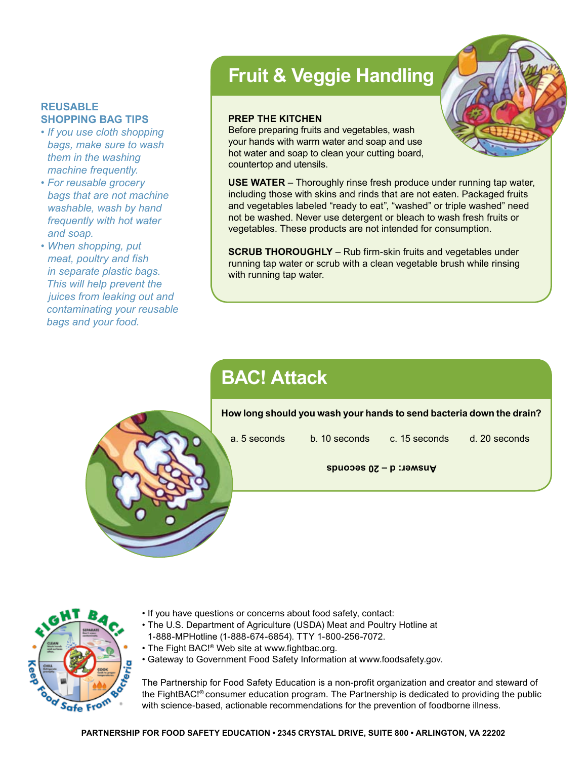**REUSABLE SHOPPING BAG TIPS**

- *If you use cloth shopping bags, make sure to wash them in the washing machine frequently.*
- *For reusable grocery bags that are not machine washable, wash by hand frequently with hot water and soap.*
- *When shopping, put meat, poultry and fish in separate plastic bags. This will help prevent the juices from leaking out and contaminating your reusable bags and your food.*

## Fruit & Veggie Handling

**PREP THE KITCHEN**
Before preparing fruits and vegetables, wash your hands with warm water and soap and use hot water and soap to clean your cutting board, countertop and utensils.

**USE WATER** – Thoroughly rinse fresh produce under running tap water, including those with skins and rinds that are not eaten. Packaged fruits and vegetables labeled "ready to eat", "washed" or triple washed" need not be washed. Never use detergent or bleach to wash fresh fruits or vegetables. These products are not intended for consumption.

**SCRUB THOROUGHLY** – Rub firm-skin fruits and vegetables under running tap water or scrub with a clean vegetable brush while rinsing with running tap water.

## BAC! Attack

**How long should you wash your hands to send bacteria down the drain?**

a. 5 seconds b. 10 seconds c. 15 seconds d. 20 seconds

**Answer: d – 20 seconds**

- If you have questions or concerns about food safety, contact:
- The U.S. Department of Agriculture (USDA) Meat and Poultry Hotline at 1-888-MPHotline (1-888-674-6854). TTY 1-800-256-7072.
- The Fight BAC!® Web site at www.fightbac.org.
- Gateway to Government Food Safety Information at www.foodsafety.gov.

The Partnership for Food Safety Education is a non-profit organization and creator and steward of the FightBAC!® consumer education program. The Partnership is dedicated to providing the public with science-based, actionable recommendations for the prevention of foodborne illness.

**PARTNERSHIP FOR FOOD SAFETY EDUCATION • 2345 CRYSTAL DRIVE, SUITE 800 • ARLINGTON, VA 22202**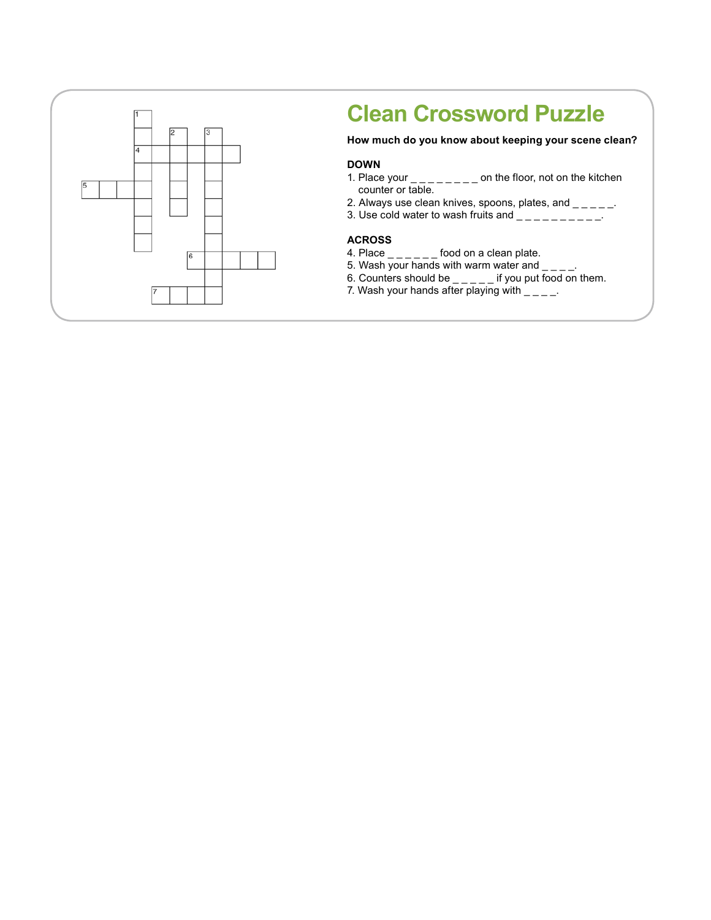# Clean Crossword Puzzle

**How much do you know about keeping your scene clean?**

**DOWN**

1. Place your _ _ _ _ _ _ _ _ on the floor, not on the kitchen counter or table.
2. Always use clean knives, spoons, plates, and _ _ _ _ _.
3. Use cold water to wash fruits and _ _ _ _ _ _ _ _ _ _.

**ACROSS**

4. Place _ _ _ _ _ _ food on a clean plate.
5. Wash your hands with warm water and _ _ _ _.
6. Counters should be _ _ _ _ _ if you put food on them.
7. Wash your hands after playing with _ _ _ _.